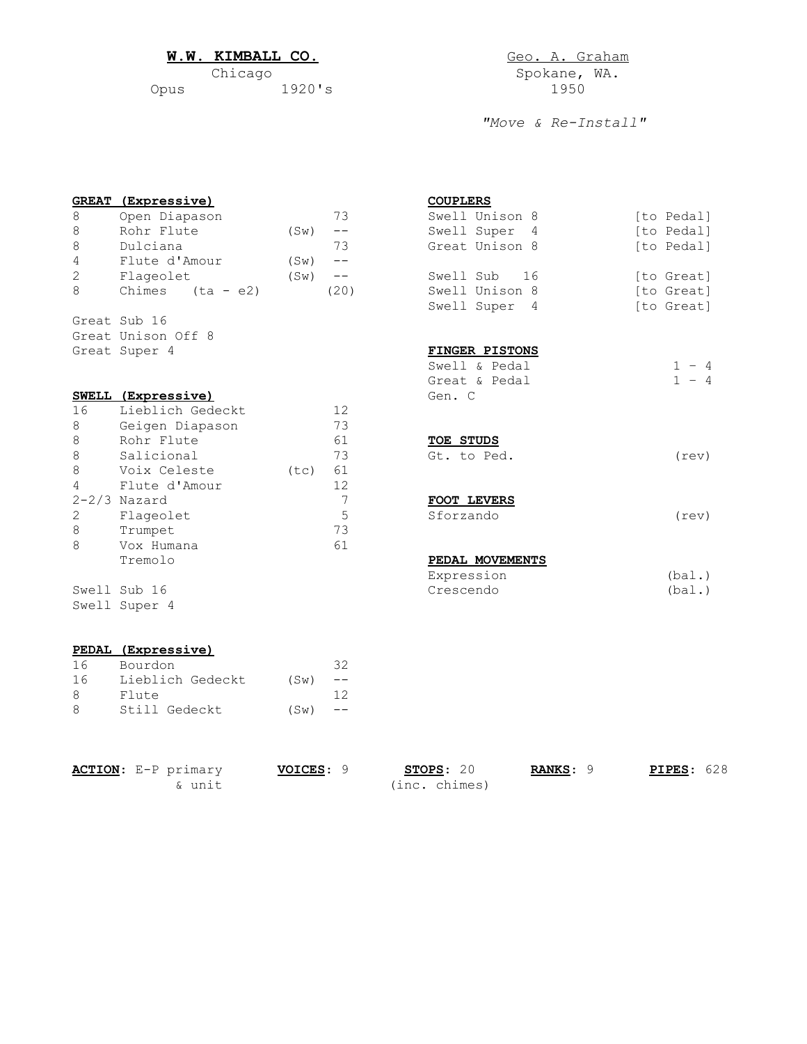**W.W. KIMBALL CO.**
Chicago
Opus 1920's

Geo. A. Graham
Spokane, WA.
1950

*"Move & Re-Install"*

**GREAT (Expressive)**

| | | | |
|---|---|---|---|
| 8 | Open Diapason | | 73 |
| 8 | Rohr Flute | (Sw) | -- |
| 8 | Dulciana | | 73 |
| 4 | Flute d'Amour | (Sw) | -- |
| 2 | Flageolet | (Sw) | -- |
| 8 | Chimes (ta - e2) | | (20) |

Great Sub 16
Great Unison Off 8
Great Super 4

**SWELL (Expressive)**

| | | | |
|---|---|---|---|
| 16 | Lieblich Gedeckt | | 12 |
| 8 | Geigen Diapason | | 73 |
| 8 | Rohr Flute | | 61 |
| 8 | Salicional | | 73 |
| 8 | Voix Celeste | (tc) | 61 |
| 4 | Flute d'Amour | | 12 |
| 2-2/3 | Nazard | | 7 |
| 2 | Flageolet | | 5 |
| 8 | Trumpet | | 73 |
| 8 | Vox Humana | | 61 |
| | Tremolo | | |

Swell Sub 16
Swell Super 4

**PEDAL (Expressive)**

| | | | |
|---|---|---|---|
| 16 | Bourdon | | 32 |
| 16 | Lieblich Gedeckt | (Sw) | -- |
| 8 | Flute | | 12 |
| 8 | Still Gedeckt | (Sw) | -- |

**COUPLERS**

| | |
|---|---|
| Swell Unison 8 | [to Pedal] |
| Swell Super 4 | [to Pedal] |
| Great Unison 8 | [to Pedal] |
| Swell Sub 16 | [to Great] |
| Swell Unison 8 | [to Great] |
| Swell Super 4 | [to Great] |

**FINGER PISTONS**

| | |
|---|---|
| Swell & Pedal | 1 - 4 |
| Great & Pedal | 1 - 4 |
| Gen. C | |

**TOE STUDS**

| | |
|---|---|
| Gt. to Ped. | (rev) |

**FOOT LEVERS**

| | |
|---|---|
| Sforzando | (rev) |

**PEDAL MOVEMENTS**

| | |
|---|---|
| Expression | (bal.) |
| Crescendo | (bal.) |

**ACTION**: E-P primary & unit | **VOICES**: 9 | **STOPS**: 20 (inc. chimes) | **RANKS**: 9 | **PIPES**: 628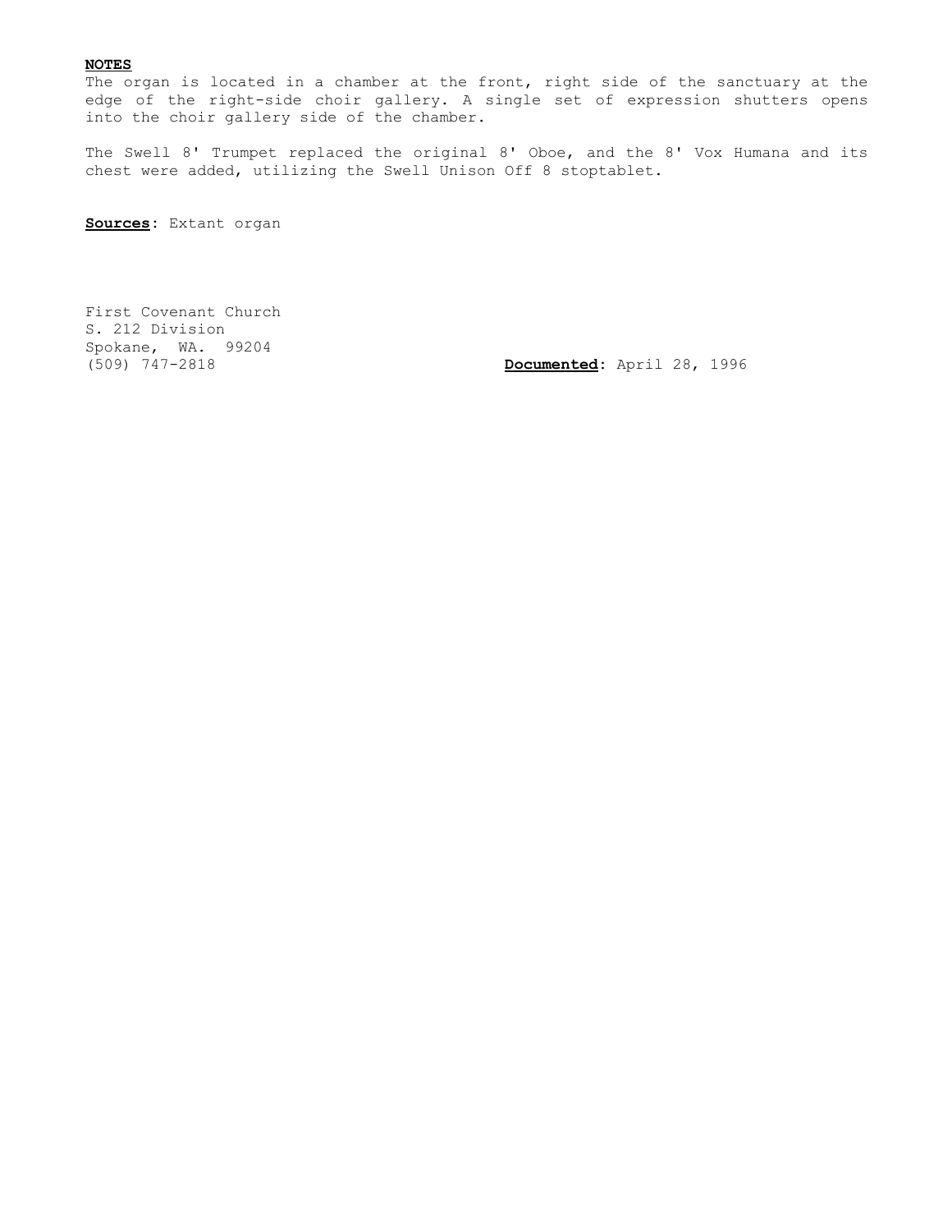**NOTES**

The organ is located in a chamber at the front, right side of the sanctuary at the edge of the right-side choir gallery. A single set of expression shutters opens into the choir gallery side of the chamber.

The Swell 8' Trumpet replaced the original 8' Oboe, and the 8' Vox Humana and its chest were added, utilizing the Swell Unison Off 8 stoptablet.

**Sources**: Extant organ

First Covenant Church
S. 212 Division
Spokane, WA. 99204
(509) 747-2818

**Documented**: April 28, 1996